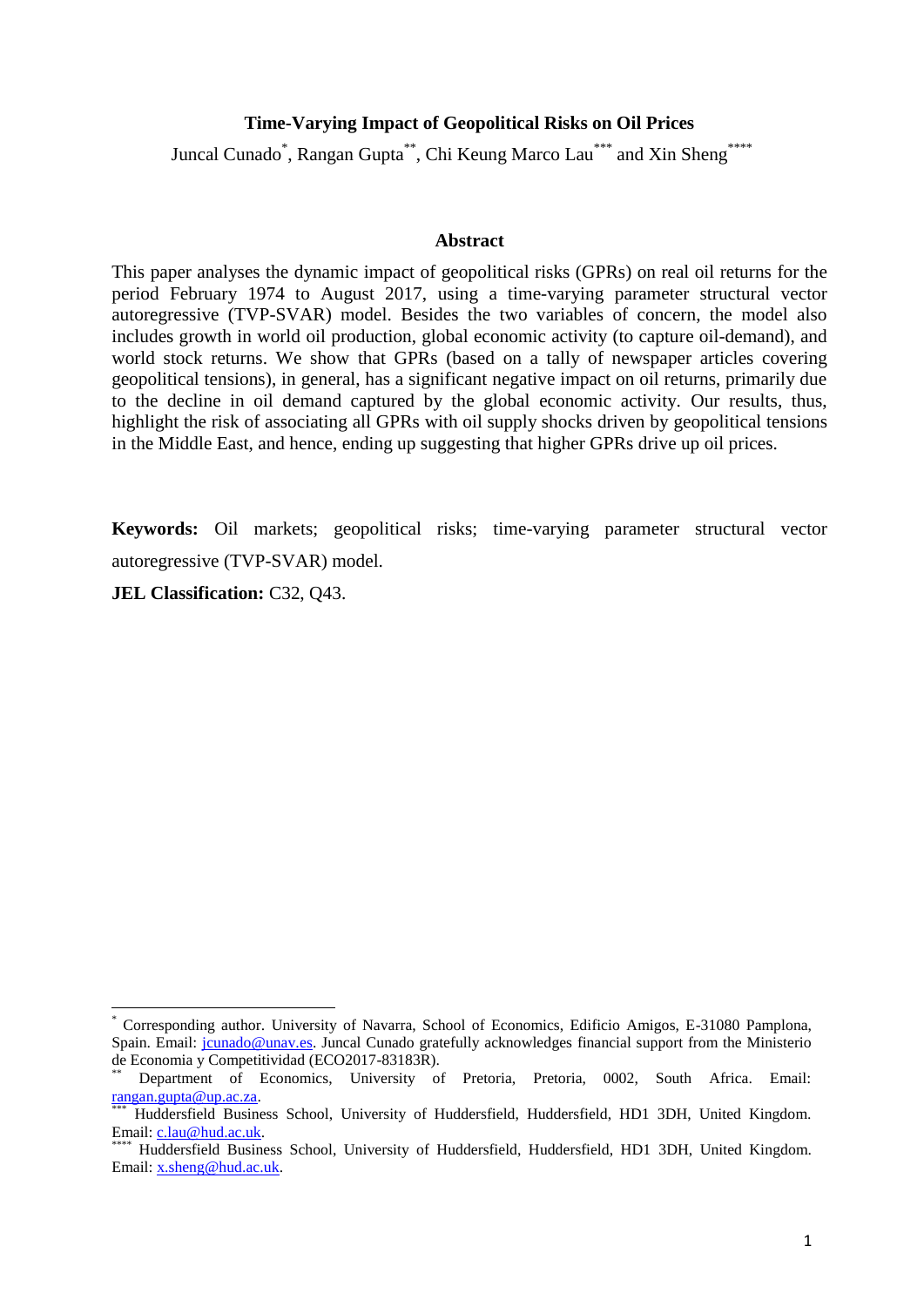# Time-Varying Impact of Geopolitical Risks on Oil Prices

Juncal Cunado[*], Rangan Gupta[**], Chi Keung Marco Lau[***] and Xin Sheng[****]

## Abstract

This paper analyses the dynamic impact of geopolitical risks (GPRs) on real oil returns for the period February 1974 to August 2017, using a time-varying parameter structural vector autoregressive (TVP-SVAR) model. Besides the two variables of concern, the model also includes growth in world oil production, global economic activity (to capture oil-demand), and world stock returns. We show that GPRs (based on a tally of newspaper articles covering geopolitical tensions), in general, has a significant negative impact on oil returns, primarily due to the decline in oil demand captured by the global economic activity. Our results, thus, highlight the risk of associating all GPRs with oil supply shocks driven by geopolitical tensions in the Middle East, and hence, ending up suggesting that higher GPRs drive up oil prices.

**Keywords:** Oil markets; geopolitical risks; time-varying parameter structural vector autoregressive (TVP-SVAR) model.

**JEL Classification:** C32, Q43.

---

[*] Corresponding author. University of Navarra, School of Economics, Edificio Amigos, E-31080 Pamplona, Spain. Email: jcunado@unav.es. Juncal Cunado gratefully acknowledges financial support from the Ministerio de Economia y Competitividad (ECO2017-83183R).

[**] Department of Economics, University of Pretoria, Pretoria, 0002, South Africa. Email: rangan.gupta@up.ac.za.

[***] Huddersfield Business School, University of Huddersfield, Huddersfield, HD1 3DH, United Kingdom. Email: c.lau@hud.ac.uk.

[****] Huddersfield Business School, University of Huddersfield, Huddersfield, HD1 3DH, United Kingdom. Email: x.sheng@hud.ac.uk.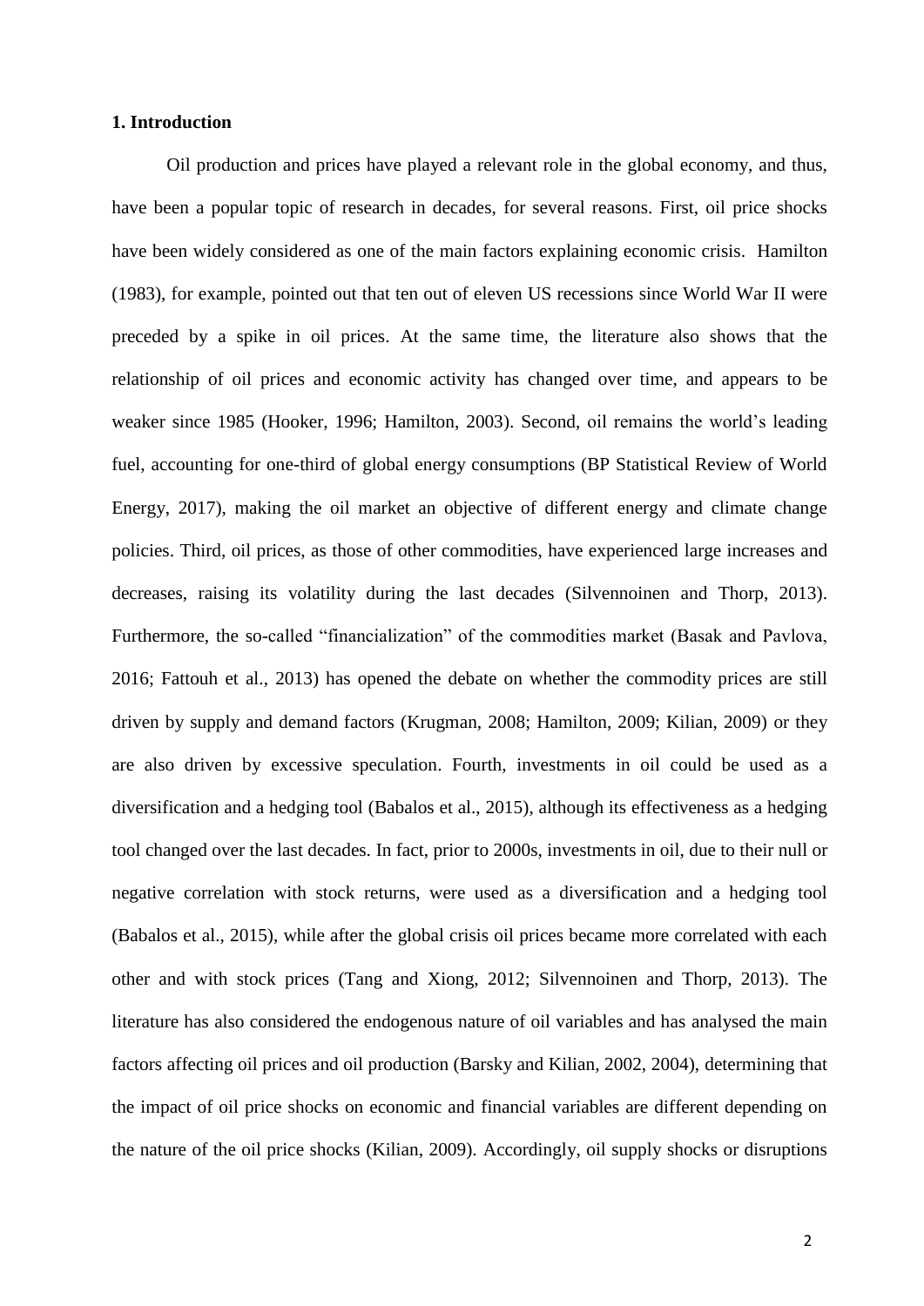## 1. Introduction

Oil production and prices have played a relevant role in the global economy, and thus, have been a popular topic of research in decades, for several reasons. First, oil price shocks have been widely considered as one of the main factors explaining economic crisis. Hamilton (1983), for example, pointed out that ten out of eleven US recessions since World War II were preceded by a spike in oil prices. At the same time, the literature also shows that the relationship of oil prices and economic activity has changed over time, and appears to be weaker since 1985 (Hooker, 1996; Hamilton, 2003). Second, oil remains the world's leading fuel, accounting for one-third of global energy consumptions (BP Statistical Review of World Energy, 2017), making the oil market an objective of different energy and climate change policies. Third, oil prices, as those of other commodities, have experienced large increases and decreases, raising its volatility during the last decades (Silvennoinen and Thorp, 2013). Furthermore, the so-called "financialization" of the commodities market (Basak and Pavlova, 2016; Fattouh et al., 2013) has opened the debate on whether the commodity prices are still driven by supply and demand factors (Krugman, 2008; Hamilton, 2009; Kilian, 2009) or they are also driven by excessive speculation. Fourth, investments in oil could be used as a diversification and a hedging tool (Babalos et al., 2015), although its effectiveness as a hedging tool changed over the last decades. In fact, prior to 2000s, investments in oil, due to their null or negative correlation with stock returns, were used as a diversification and a hedging tool (Babalos et al., 2015), while after the global crisis oil prices became more correlated with each other and with stock prices (Tang and Xiong, 2012; Silvennoinen and Thorp, 2013). The literature has also considered the endogenous nature of oil variables and has analysed the main factors affecting oil prices and oil production (Barsky and Kilian, 2002, 2004), determining that the impact of oil price shocks on economic and financial variables are different depending on the nature of the oil price shocks (Kilian, 2009). Accordingly, oil supply shocks or disruptions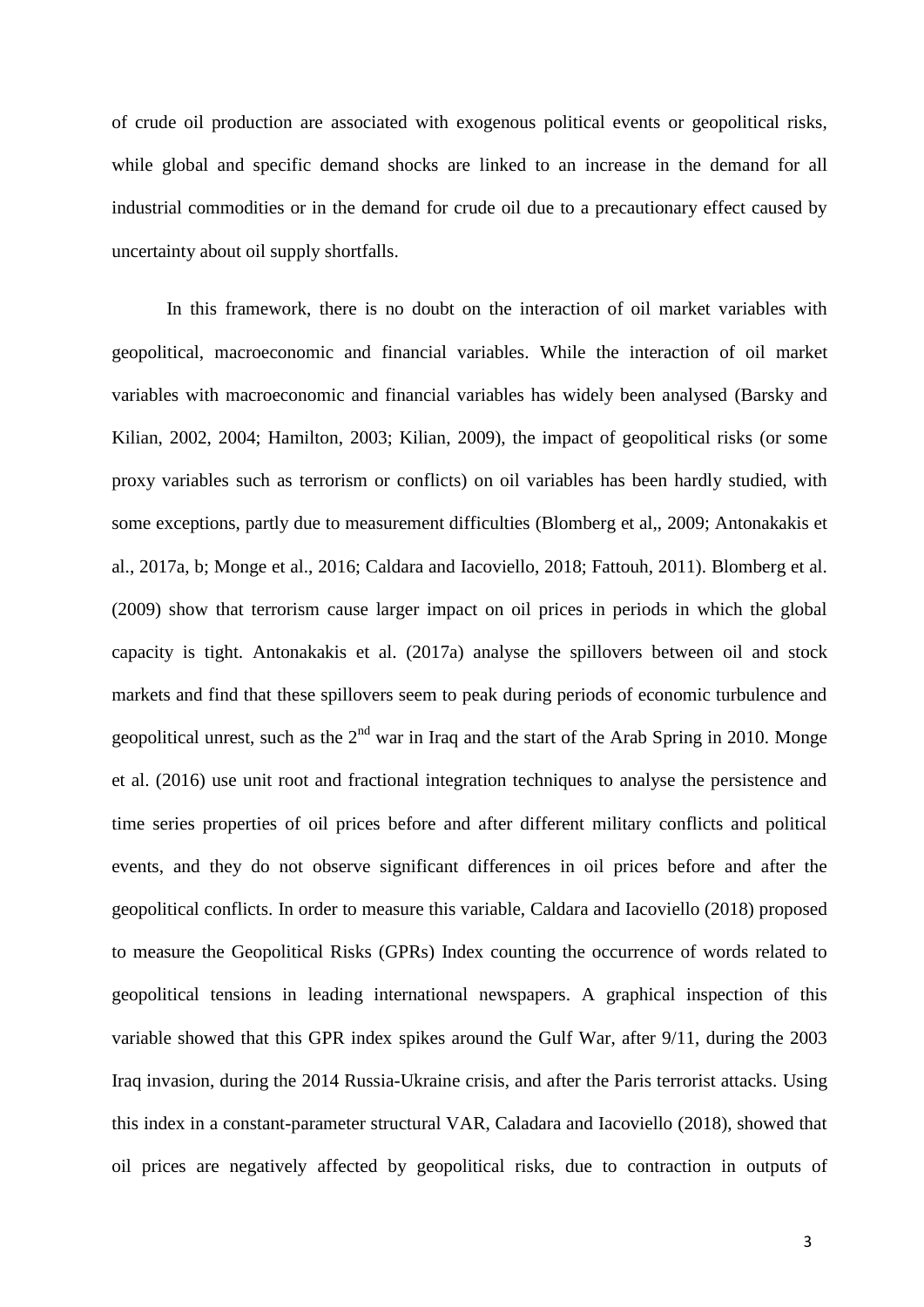of crude oil production are associated with exogenous political events or geopolitical risks, while global and specific demand shocks are linked to an increase in the demand for all industrial commodities or in the demand for crude oil due to a precautionary effect caused by uncertainty about oil supply shortfalls.

In this framework, there is no doubt on the interaction of oil market variables with geopolitical, macroeconomic and financial variables. While the interaction of oil market variables with macroeconomic and financial variables has widely been analysed (Barsky and Kilian, 2002, 2004; Hamilton, 2003; Kilian, 2009), the impact of geopolitical risks (or some proxy variables such as terrorism or conflicts) on oil variables has been hardly studied, with some exceptions, partly due to measurement difficulties (Blomberg et al,, 2009; Antonakakis et al., 2017a, b; Monge et al., 2016; Caldara and Iacoviello, 2018; Fattouh, 2011). Blomberg et al. (2009) show that terrorism cause larger impact on oil prices in periods in which the global capacity is tight. Antonakakis et al. (2017a) analyse the spillovers between oil and stock markets and find that these spillovers seem to peak during periods of economic turbulence and geopolitical unrest, such as the 2nd war in Iraq and the start of the Arab Spring in 2010. Monge et al. (2016) use unit root and fractional integration techniques to analyse the persistence and time series properties of oil prices before and after different military conflicts and political events, and they do not observe significant differences in oil prices before and after the geopolitical conflicts. In order to measure this variable, Caldara and Iacoviello (2018) proposed to measure the Geopolitical Risks (GPRs) Index counting the occurrence of words related to geopolitical tensions in leading international newspapers. A graphical inspection of this variable showed that this GPR index spikes around the Gulf War, after 9/11, during the 2003 Iraq invasion, during the 2014 Russia-Ukraine crisis, and after the Paris terrorist attacks. Using this index in a constant-parameter structural VAR, Caladara and Iacoviello (2018), showed that oil prices are negatively affected by geopolitical risks, due to contraction in outputs of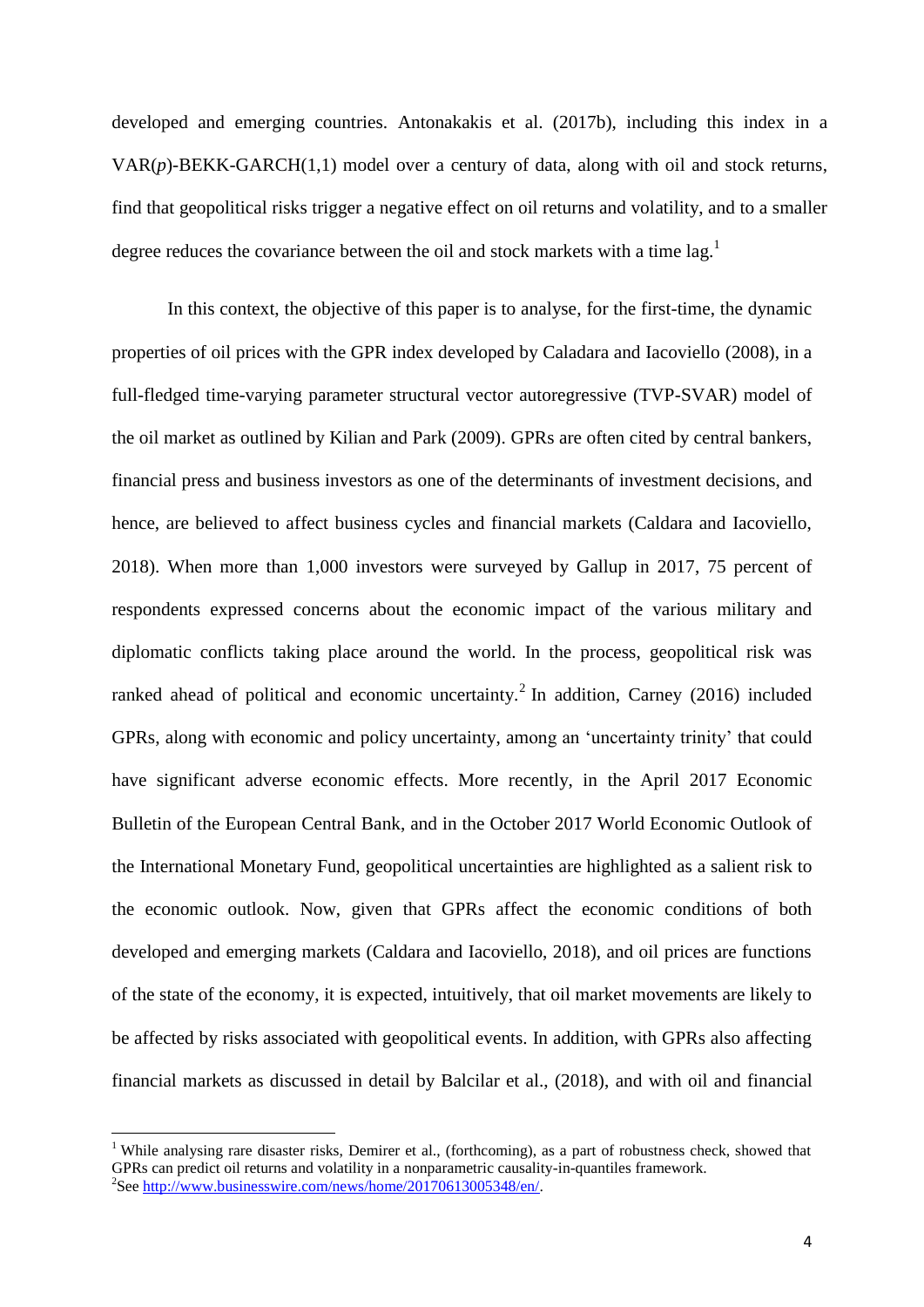developed and emerging countries. Antonakakis et al. (2017b), including this index in a VAR($p$)-BEKK-GARCH(1,1) model over a century of data, along with oil and stock returns, find that geopolitical risks trigger a negative effect on oil returns and volatility, and to a smaller degree reduces the covariance between the oil and stock markets with a time lag.[1]

In this context, the objective of this paper is to analyse, for the first-time, the dynamic properties of oil prices with the GPR index developed by Caladara and Iacoviello (2008), in a full-fledged time-varying parameter structural vector autoregressive (TVP-SVAR) model of the oil market as outlined by Kilian and Park (2009). GPRs are often cited by central bankers, financial press and business investors as one of the determinants of investment decisions, and hence, are believed to affect business cycles and financial markets (Caldara and Iacoviello, 2018). When more than 1,000 investors were surveyed by Gallup in 2017, 75 percent of respondents expressed concerns about the economic impact of the various military and diplomatic conflicts taking place around the world. In the process, geopolitical risk was ranked ahead of political and economic uncertainty.[2] In addition, Carney (2016) included GPRs, along with economic and policy uncertainty, among an 'uncertainty trinity' that could have significant adverse economic effects. More recently, in the April 2017 Economic Bulletin of the European Central Bank, and in the October 2017 World Economic Outlook of the International Monetary Fund, geopolitical uncertainties are highlighted as a salient risk to the economic outlook. Now, given that GPRs affect the economic conditions of both developed and emerging markets (Caldara and Iacoviello, 2018), and oil prices are functions of the state of the economy, it is expected, intuitively, that oil market movements are likely to be affected by risks associated with geopolitical events. In addition, with GPRs also affecting financial markets as discussed in detail by Balcilar et al., (2018), and with oil and financial

[1] While analysing rare disaster risks, Demirer et al., (forthcoming), as a part of robustness check, showed that GPRs can predict oil returns and volatility in a nonparametric causality-in-quantiles framework.

[2] See http://www.businesswire.com/news/home/20170613005348/en/.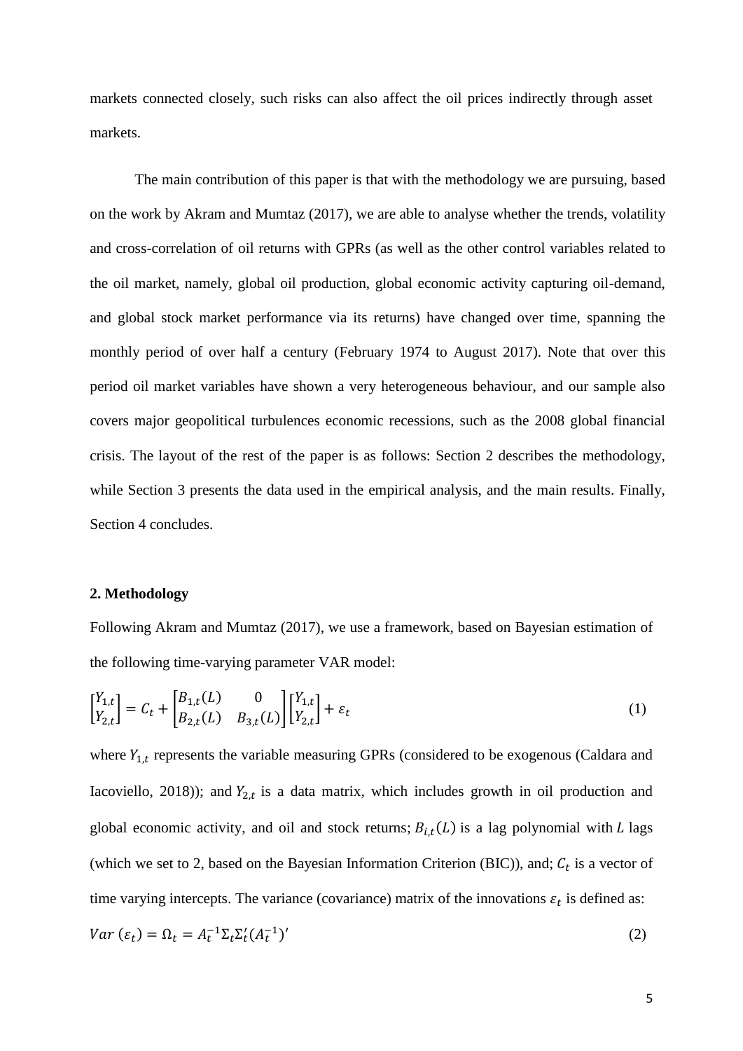markets connected closely, such risks can also affect the oil prices indirectly through asset markets.

The main contribution of this paper is that with the methodology we are pursuing, based on the work by Akram and Mumtaz (2017), we are able to analyse whether the trends, volatility and cross-correlation of oil returns with GPRs (as well as the other control variables related to the oil market, namely, global oil production, global economic activity capturing oil-demand, and global stock market performance via its returns) have changed over time, spanning the monthly period of over half a century (February 1974 to August 2017). Note that over this period oil market variables have shown a very heterogeneous behaviour, and our sample also covers major geopolitical turbulences economic recessions, such as the 2008 global financial crisis. The layout of the rest of the paper is as follows: Section 2 describes the methodology, while Section 3 presents the data used in the empirical analysis, and the main results. Finally, Section 4 concludes.

## 2. Methodology

Following Akram and Mumtaz (2017), we use a framework, based on Bayesian estimation of the following time-varying parameter VAR model:

$$\begin{bmatrix} Y_{1,t} \\ Y_{2,t} \end{bmatrix} = C_t + \begin{bmatrix} B_{1,t}(L) & 0 \\ B_{2,t}(L) & B_{3,t}(L) \end{bmatrix} \begin{bmatrix} Y_{1,t} \\ Y_{2,t} \end{bmatrix} + \varepsilon_t \tag{1}$$

where $Y_{1,t}$ represents the variable measuring GPRs (considered to be exogenous (Caldara and Iacoviello, 2018)); and $Y_{2,t}$ is a data matrix, which includes growth in oil production and global economic activity, and oil and stock returns; $B_{i,t}(L)$ is a lag polynomial with $L$ lags (which we set to 2, based on the Bayesian Information Criterion (BIC)), and; $C_t$ is a vector of time varying intercepts. The variance (covariance) matrix of the innovations $\varepsilon_t$ is defined as:

$$Var\,(\varepsilon_t) = \Omega_t = A_t^{-1}\Sigma_t\Sigma_t'(A_t^{-1})' \tag{2}$$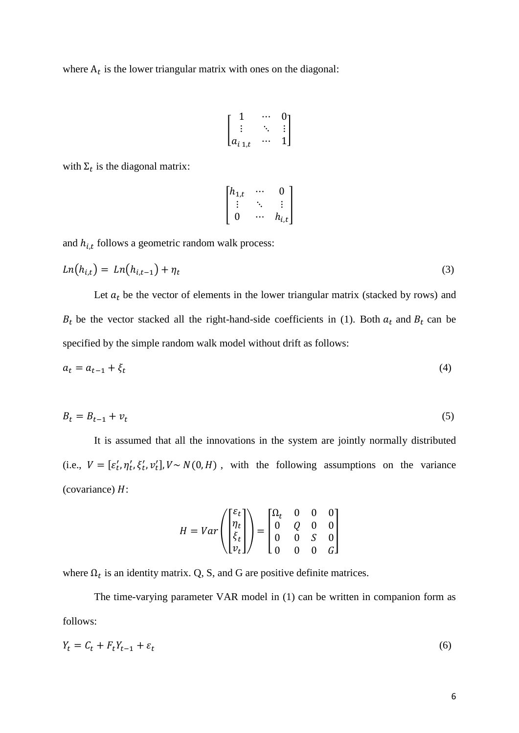where $A_t$ is the lower triangular matrix with ones on the diagonal:

$$\begin{bmatrix} 1 & \cdots & 0 \\ \vdots & \ddots & \vdots \\ a_{i\,1,t} & \cdots & 1 \end{bmatrix}$$

with $\Sigma_t$ is the diagonal matrix:

$$\begin{bmatrix} h_{1,t} & \cdots & 0 \\ \vdots & \ddots & \vdots \\ 0 & \cdots & h_{i,t} \end{bmatrix}$$

and $h_{i,t}$ follows a geometric random walk process:

$$Ln(h_{i,t}) = Ln(h_{i,t-1}) + \eta_t \tag{3}$$

Let $a_t$ be the vector of elements in the lower triangular matrix (stacked by rows) and $B_t$ be the vector stacked all the right-hand-side coefficients in (1). Both $a_t$ and $B_t$ can be specified by the simple random walk model without drift as follows:

$$a_t = a_{t-1} + \xi_t \tag{4}$$

$$B_t = B_{t-1} + v_t \tag{5}$$

It is assumed that all the innovations in the system are jointly normally distributed (i.e., $V = [\varepsilon_t', \eta_t', \xi_t', v_t'], V \sim N(0, H)$, with the following assumptions on the variance (covariance) $H$:

$$H = Var\left(\begin{bmatrix} \varepsilon_t \\ \eta_t \\ \xi_t \\ v_t \end{bmatrix}\right) = \begin{bmatrix} \Omega_t & 0 & 0 & 0 \\ 0 & Q & 0 & 0 \\ 0 & 0 & S & 0 \\ 0 & 0 & 0 & G \end{bmatrix}$$

where $\Omega_t$ is an identity matrix. Q, S, and G are positive definite matrices.

The time-varying parameter VAR model in (1) can be written in companion form as follows:

$$Y_t = C_t + F_t Y_{t-1} + \varepsilon_t \tag{6}$$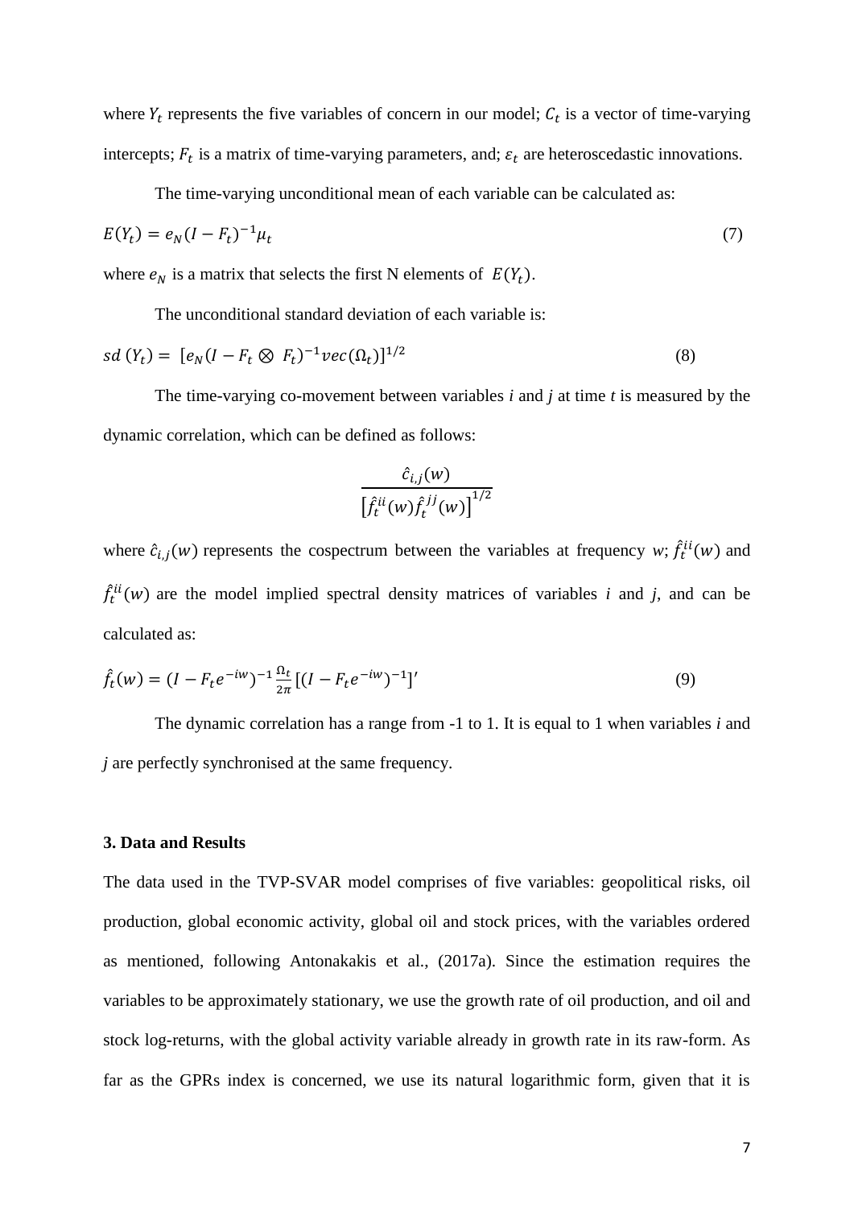where $Y_t$ represents the five variables of concern in our model; $C_t$ is a vector of time-varying intercepts; $F_t$ is a matrix of time-varying parameters, and; $\varepsilon_t$ are heteroscedastic innovations.

The time-varying unconditional mean of each variable can be calculated as:

$$E(Y_t) = e_N(I - F_t)^{-1}\mu_t \tag{7}$$

where $e_N$ is a matrix that selects the first N elements of $E(Y_t)$.

The unconditional standard deviation of each variable is:

$$sd\,(Y_t) = [e_N(I - F_t \otimes F_t)^{-1}vec(\Omega_t)]^{1/2} \tag{8}$$

The time-varying co-movement between variables *i* and *j* at time *t* is measured by the dynamic correlation, which can be defined as follows:

$$\frac{\hat{c}_{i,j}(w)}{\left[\hat{f}_t^{ii}(w)\hat{f}_t^{jj}(w)\right]^{1/2}}$$

where $\hat{c}_{i,j}(w)$ represents the cospectrum between the variables at frequency *w*; $\hat{f}_t^{ii}(w)$ and $\hat{f}_t^{ii}(w)$ are the model implied spectral density matrices of variables *i* and *j*, and can be calculated as:

$$\hat{f}_t(w) = (I - F_t e^{-iw})^{-1}\frac{\Omega_t}{2\pi}[(I - F_t e^{-iw})^{-1}]' \tag{9}$$

The dynamic correlation has a range from -1 to 1. It is equal to 1 when variables *i* and *j* are perfectly synchronised at the same frequency.

### 3. Data and Results

The data used in the TVP-SVAR model comprises of five variables: geopolitical risks, oil production, global economic activity, global oil and stock prices, with the variables ordered as mentioned, following Antonakakis et al., (2017a). Since the estimation requires the variables to be approximately stationary, we use the growth rate of oil production, and oil and stock log-returns, with the global activity variable already in growth rate in its raw-form. As far as the GPRs index is concerned, we use its natural logarithmic form, given that it is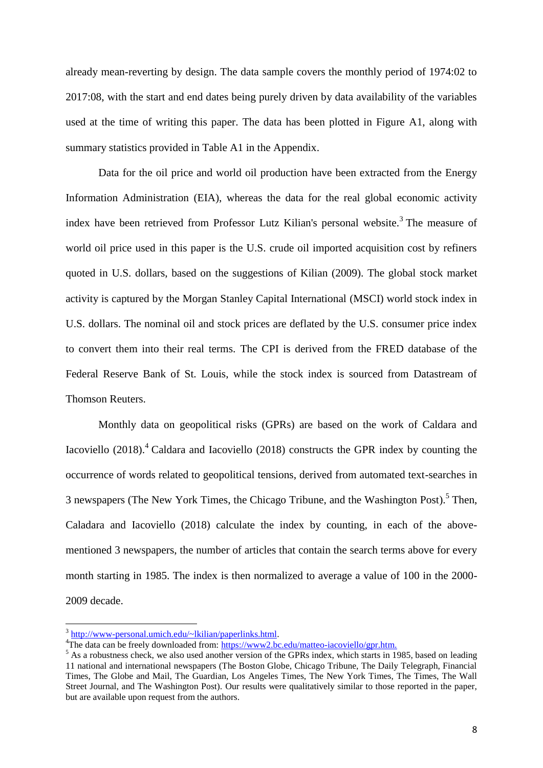already mean-reverting by design. The data sample covers the monthly period of 1974:02 to 2017:08, with the start and end dates being purely driven by data availability of the variables used at the time of writing this paper. The data has been plotted in Figure A1, along with summary statistics provided in Table A1 in the Appendix.

Data for the oil price and world oil production have been extracted from the Energy Information Administration (EIA), whereas the data for the real global economic activity index have been retrieved from Professor Lutz Kilian's personal website.[3] The measure of world oil price used in this paper is the U.S. crude oil imported acquisition cost by refiners quoted in U.S. dollars, based on the suggestions of Kilian (2009). The global stock market activity is captured by the Morgan Stanley Capital International (MSCI) world stock index in U.S. dollars. The nominal oil and stock prices are deflated by the U.S. consumer price index to convert them into their real terms. The CPI is derived from the FRED database of the Federal Reserve Bank of St. Louis, while the stock index is sourced from Datastream of Thomson Reuters.

Monthly data on geopolitical risks (GPRs) are based on the work of Caldara and Iacoviello (2018).[4] Caldara and Iacoviello (2018) constructs the GPR index by counting the occurrence of words related to geopolitical tensions, derived from automated text-searches in 3 newspapers (The New York Times, the Chicago Tribune, and the Washington Post).[5] Then, Caladara and Iacoviello (2018) calculate the index by counting, in each of the above-mentioned 3 newspapers, the number of articles that contain the search terms above for every month starting in 1985. The index is then normalized to average a value of 100 in the 2000-2009 decade.

---

[3] http://www-personal.umich.edu/~lkilian/paperlinks.html.

[4] The data can be freely downloaded from: https://www2.bc.edu/matteo-iacoviello/gpr.htm.

[5] As a robustness check, we also used another version of the GPRs index, which starts in 1985, based on leading 11 national and international newspapers (The Boston Globe, Chicago Tribune, The Daily Telegraph, Financial Times, The Globe and Mail, The Guardian, Los Angeles Times, The New York Times, The Times, The Wall Street Journal, and The Washington Post). Our results were qualitatively similar to those reported in the paper, but are available upon request from the authors.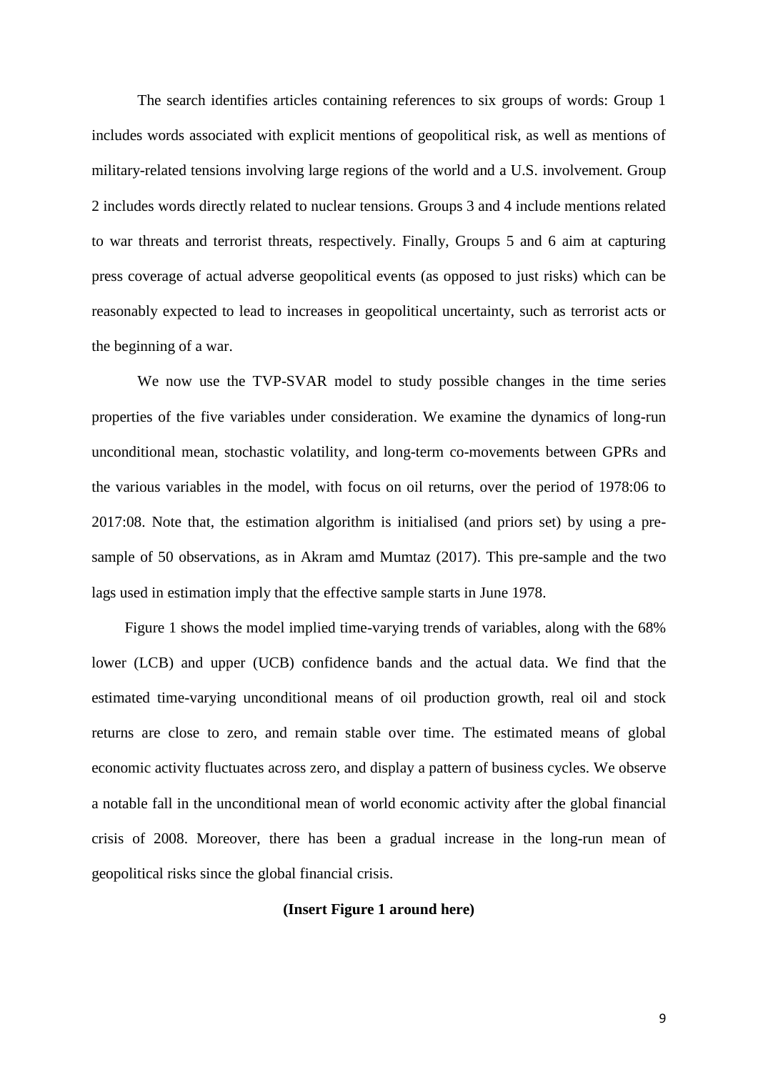The search identifies articles containing references to six groups of words: Group 1 includes words associated with explicit mentions of geopolitical risk, as well as mentions of military-related tensions involving large regions of the world and a U.S. involvement. Group 2 includes words directly related to nuclear tensions. Groups 3 and 4 include mentions related to war threats and terrorist threats, respectively. Finally, Groups 5 and 6 aim at capturing press coverage of actual adverse geopolitical events (as opposed to just risks) which can be reasonably expected to lead to increases in geopolitical uncertainty, such as terrorist acts or the beginning of a war.

We now use the TVP-SVAR model to study possible changes in the time series properties of the five variables under consideration. We examine the dynamics of long-run unconditional mean, stochastic volatility, and long-term co-movements between GPRs and the various variables in the model, with focus on oil returns, over the period of 1978:06 to 2017:08. Note that, the estimation algorithm is initialised (and priors set) by using a pre-sample of 50 observations, as in Akram amd Mumtaz (2017). This pre-sample and the two lags used in estimation imply that the effective sample starts in June 1978.

Figure 1 shows the model implied time-varying trends of variables, along with the 68% lower (LCB) and upper (UCB) confidence bands and the actual data. We find that the estimated time-varying unconditional means of oil production growth, real oil and stock returns are close to zero, and remain stable over time. The estimated means of global economic activity fluctuates across zero, and display a pattern of business cycles. We observe a notable fall in the unconditional mean of world economic activity after the global financial crisis of 2008. Moreover, there has been a gradual increase in the long-run mean of geopolitical risks since the global financial crisis.

**(Insert Figure 1 around here)**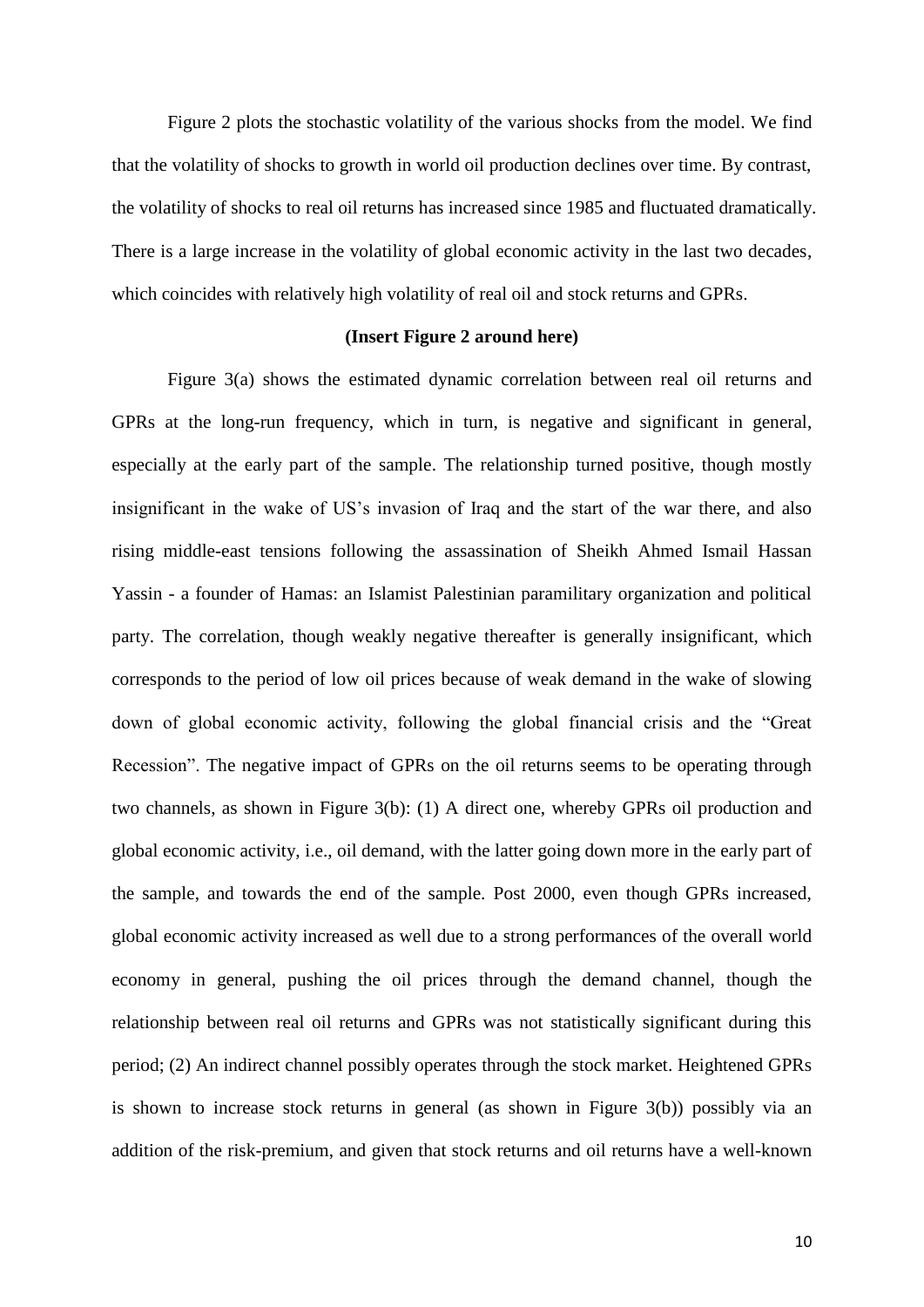Figure 2 plots the stochastic volatility of the various shocks from the model. We find that the volatility of shocks to growth in world oil production declines over time. By contrast, the volatility of shocks to real oil returns has increased since 1985 and fluctuated dramatically. There is a large increase in the volatility of global economic activity in the last two decades, which coincides with relatively high volatility of real oil and stock returns and GPRs.

**(Insert Figure 2 around here)**

Figure 3(a) shows the estimated dynamic correlation between real oil returns and GPRs at the long-run frequency, which in turn, is negative and significant in general, especially at the early part of the sample. The relationship turned positive, though mostly insignificant in the wake of US's invasion of Iraq and the start of the war there, and also rising middle-east tensions following the assassination of Sheikh Ahmed Ismail Hassan Yassin - a founder of Hamas: an Islamist Palestinian paramilitary organization and political party. The correlation, though weakly negative thereafter is generally insignificant, which corresponds to the period of low oil prices because of weak demand in the wake of slowing down of global economic activity, following the global financial crisis and the "Great Recession". The negative impact of GPRs on the oil returns seems to be operating through two channels, as shown in Figure 3(b): (1) A direct one, whereby GPRs oil production and global economic activity, i.e., oil demand, with the latter going down more in the early part of the sample, and towards the end of the sample. Post 2000, even though GPRs increased, global economic activity increased as well due to a strong performances of the overall world economy in general, pushing the oil prices through the demand channel, though the relationship between real oil returns and GPRs was not statistically significant during this period; (2) An indirect channel possibly operates through the stock market. Heightened GPRs is shown to increase stock returns in general (as shown in Figure 3(b)) possibly via an addition of the risk-premium, and given that stock returns and oil returns have a well-known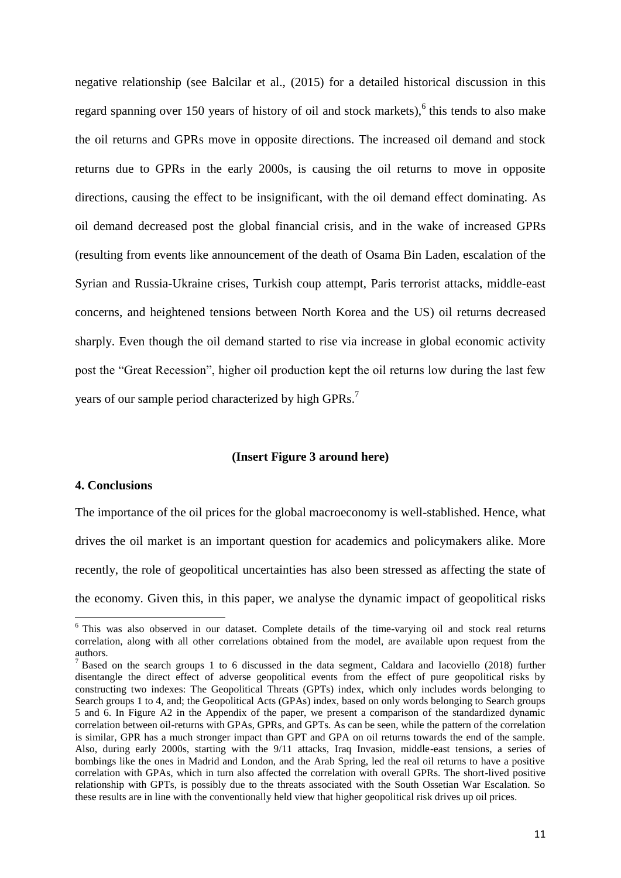negative relationship (see Balcilar et al., (2015) for a detailed historical discussion in this regard spanning over 150 years of history of oil and stock markets),[6] this tends to also make the oil returns and GPRs move in opposite directions. The increased oil demand and stock returns due to GPRs in the early 2000s, is causing the oil returns to move in opposite directions, causing the effect to be insignificant, with the oil demand effect dominating. As oil demand decreased post the global financial crisis, and in the wake of increased GPRs (resulting from events like announcement of the death of Osama Bin Laden, escalation of the Syrian and Russia-Ukraine crises, Turkish coup attempt, Paris terrorist attacks, middle-east concerns, and heightened tensions between North Korea and the US) oil returns decreased sharply. Even though the oil demand started to rise via increase in global economic activity post the "Great Recession", higher oil production kept the oil returns low during the last few years of our sample period characterized by high GPRs.[7]

**(Insert Figure 3 around here)**

## 4. Conclusions

The importance of the oil prices for the global macroeconomy is well-stablished. Hence, what drives the oil market is an important question for academics and policymakers alike. More recently, the role of geopolitical uncertainties has also been stressed as affecting the state of the economy. Given this, in this paper, we analyse the dynamic impact of geopolitical risks

---

[6] This was also observed in our dataset. Complete details of the time-varying oil and stock real returns correlation, along with all other correlations obtained from the model, are available upon request from the authors.

[7] Based on the search groups 1 to 6 discussed in the data segment, Caldara and Iacoviello (2018) further disentangle the direct effect of adverse geopolitical events from the effect of pure geopolitical risks by constructing two indexes: The Geopolitical Threats (GPTs) index, which only includes words belonging to Search groups 1 to 4, and; the Geopolitical Acts (GPAs) index, based on only words belonging to Search groups 5 and 6. In Figure A2 in the Appendix of the paper, we present a comparison of the standardized dynamic correlation between oil-returns with GPAs, GPRs, and GPTs. As can be seen, while the pattern of the correlation is similar, GPR has a much stronger impact than GPT and GPA on oil returns towards the end of the sample. Also, during early 2000s, starting with the 9/11 attacks, Iraq Invasion, middle-east tensions, a series of bombings like the ones in Madrid and London, and the Arab Spring, led the real oil returns to have a positive correlation with GPAs, which in turn also affected the correlation with overall GPRs. The short-lived positive relationship with GPTs, is possibly due to the threats associated with the South Ossetian War Escalation. So these results are in line with the conventionally held view that higher geopolitical risk drives up oil prices.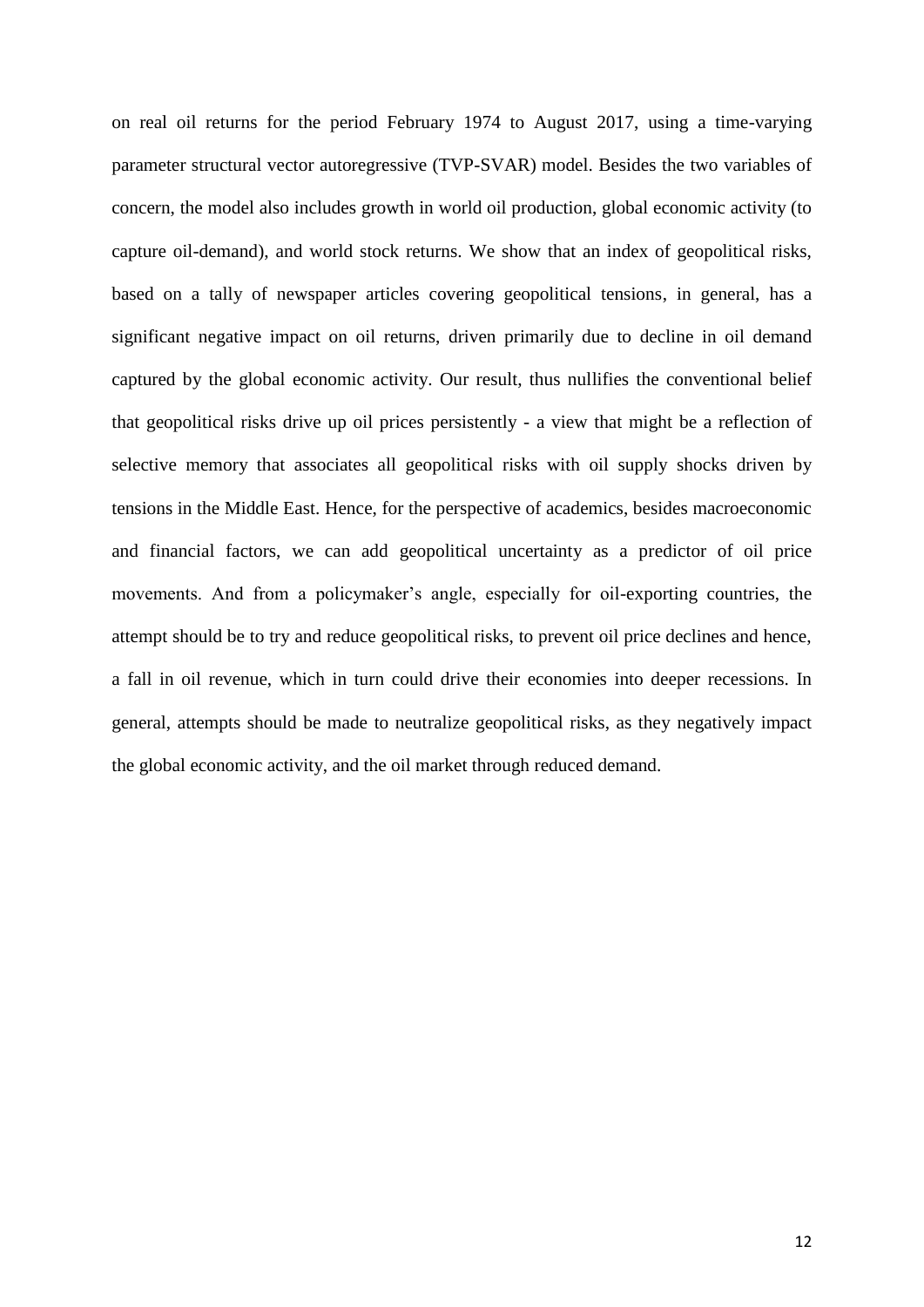on real oil returns for the period February 1974 to August 2017, using a time-varying parameter structural vector autoregressive (TVP-SVAR) model. Besides the two variables of concern, the model also includes growth in world oil production, global economic activity (to capture oil-demand), and world stock returns. We show that an index of geopolitical risks, based on a tally of newspaper articles covering geopolitical tensions, in general, has a significant negative impact on oil returns, driven primarily due to decline in oil demand captured by the global economic activity. Our result, thus nullifies the conventional belief that geopolitical risks drive up oil prices persistently - a view that might be a reflection of selective memory that associates all geopolitical risks with oil supply shocks driven by tensions in the Middle East. Hence, for the perspective of academics, besides macroeconomic and financial factors, we can add geopolitical uncertainty as a predictor of oil price movements. And from a policymaker's angle, especially for oil-exporting countries, the attempt should be to try and reduce geopolitical risks, to prevent oil price declines and hence, a fall in oil revenue, which in turn could drive their economies into deeper recessions. In general, attempts should be made to neutralize geopolitical risks, as they negatively impact the global economic activity, and the oil market through reduced demand.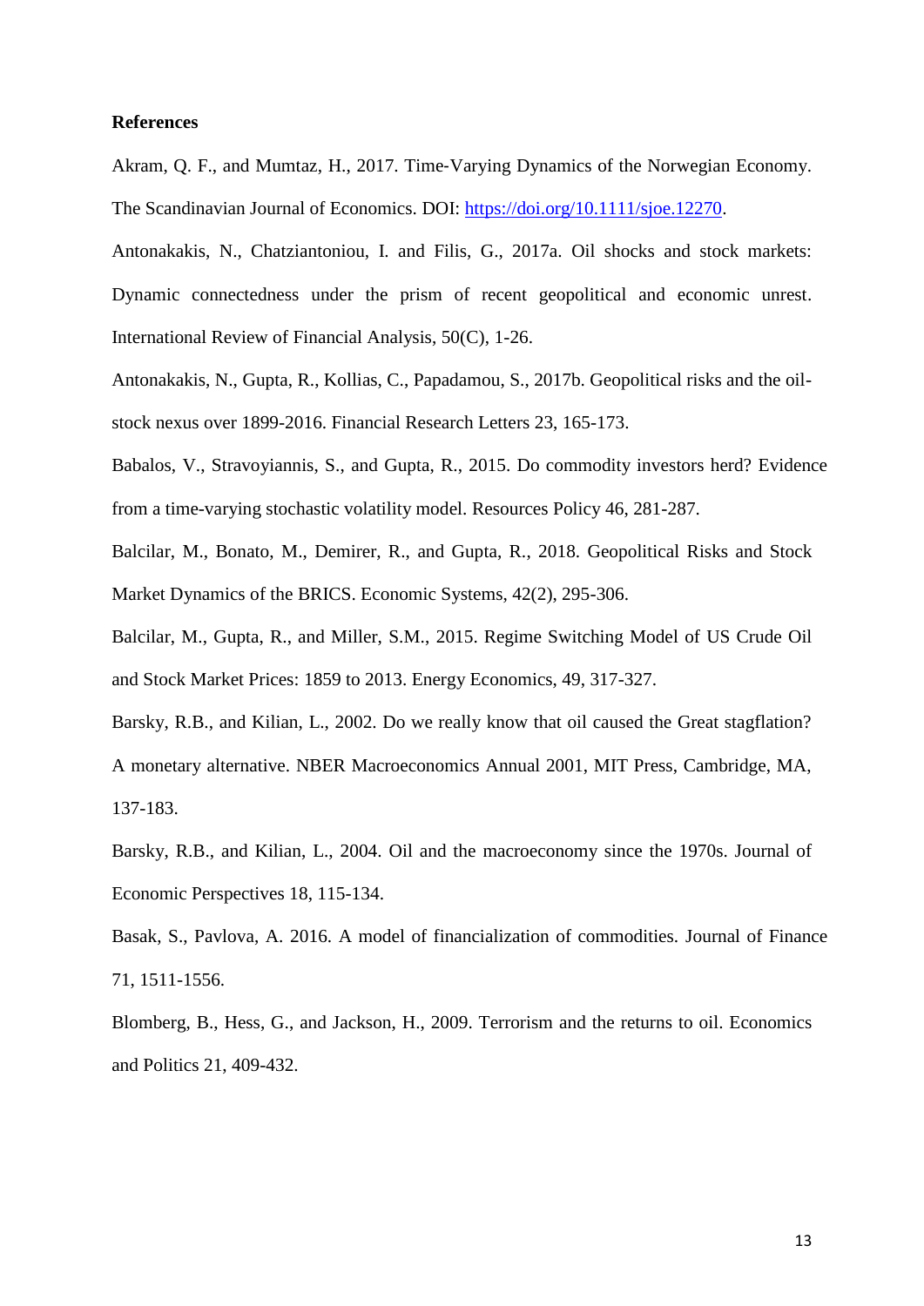**References**

Akram, Q. F., and Mumtaz, H., 2017. Time-Varying Dynamics of the Norwegian Economy. The Scandinavian Journal of Economics. DOI: https://doi.org/10.1111/sjoe.12270.

Antonakakis, N., Chatziantoniou, I. and Filis, G., 2017a. Oil shocks and stock markets: Dynamic connectedness under the prism of recent geopolitical and economic unrest. International Review of Financial Analysis, 50(C), 1-26.

Antonakakis, N., Gupta, R., Kollias, C., Papadamou, S., 2017b. Geopolitical risks and the oil-stock nexus over 1899-2016. Financial Research Letters 23, 165-173.

Babalos, V., Stravoyiannis, S., and Gupta, R., 2015. Do commodity investors herd? Evidence from a time-varying stochastic volatility model. Resources Policy 46, 281-287.

Balcilar, M., Bonato, M., Demirer, R., and Gupta, R., 2018. Geopolitical Risks and Stock Market Dynamics of the BRICS. Economic Systems, 42(2), 295-306.

Balcilar, M., Gupta, R., and Miller, S.M., 2015. Regime Switching Model of US Crude Oil and Stock Market Prices: 1859 to 2013. Energy Economics, 49, 317-327.

Barsky, R.B., and Kilian, L., 2002. Do we really know that oil caused the Great stagflation? A monetary alternative. NBER Macroeconomics Annual 2001, MIT Press, Cambridge, MA, 137-183.

Barsky, R.B., and Kilian, L., 2004. Oil and the macroeconomy since the 1970s. Journal of Economic Perspectives 18, 115-134.

Basak, S., Pavlova, A. 2016. A model of financialization of commodities. Journal of Finance 71, 1511-1556.

Blomberg, B., Hess, G., and Jackson, H., 2009. Terrorism and the returns to oil. Economics and Politics 21, 409-432.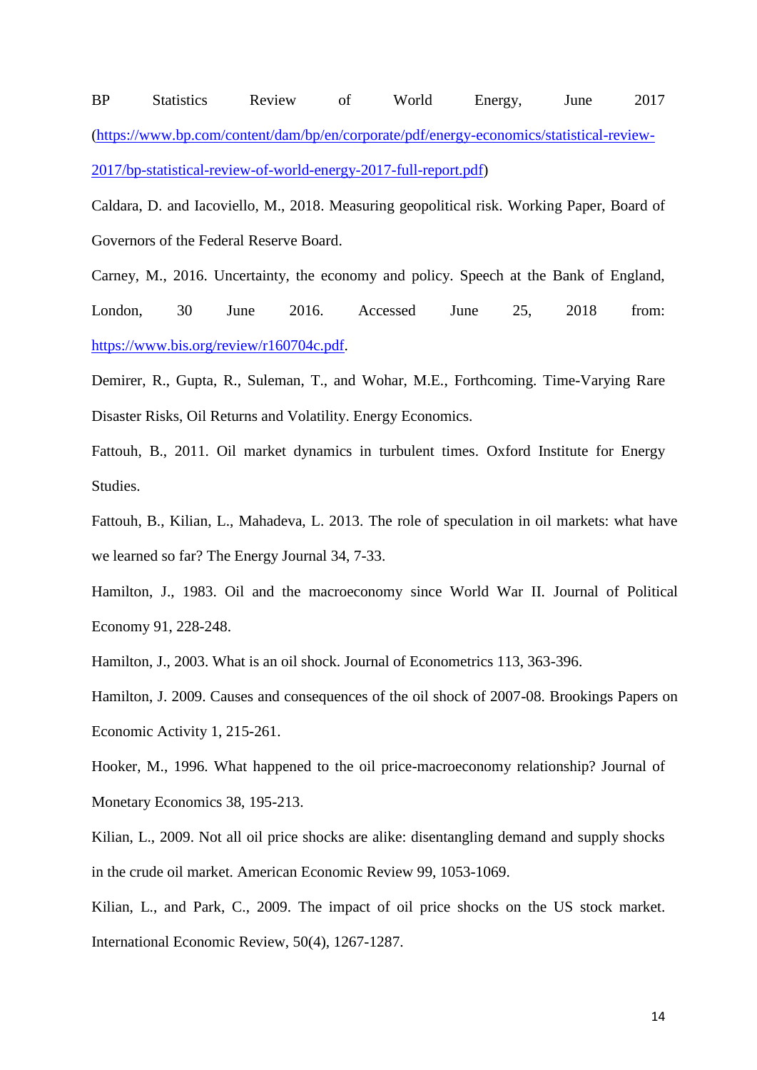BP Statistics Review of World Energy, June 2017 ([https://www.bp.com/content/dam/bp/en/corporate/pdf/energy-economics/statistical-review-2017/bp-statistical-review-of-world-energy-2017-full-report.pdf](https://www.bp.com/content/dam/bp/en/corporate/pdf/energy-economics/statistical-review-2017/bp-statistical-review-of-world-energy-2017-full-report.pdf))

Caldara, D. and Iacoviello, M., 2018. Measuring geopolitical risk. Working Paper, Board of Governors of the Federal Reserve Board.

Carney, M., 2016. Uncertainty, the economy and policy. Speech at the Bank of England, London, 30 June 2016. Accessed June 25, 2018 from: [https://www.bis.org/review/r160704c.pdf](https://www.bis.org/review/r160704c.pdf).

Demirer, R., Gupta, R., Suleman, T., and Wohar, M.E., Forthcoming. Time-Varying Rare Disaster Risks, Oil Returns and Volatility. Energy Economics.

Fattouh, B., 2011. Oil market dynamics in turbulent times. Oxford Institute for Energy Studies.

Fattouh, B., Kilian, L., Mahadeva, L. 2013. The role of speculation in oil markets: what have we learned so far? The Energy Journal 34, 7-33.

Hamilton, J., 1983. Oil and the macroeconomy since World War II. Journal of Political Economy 91, 228-248.

Hamilton, J., 2003. What is an oil shock. Journal of Econometrics 113, 363-396.

Hamilton, J. 2009. Causes and consequences of the oil shock of 2007-08. Brookings Papers on Economic Activity 1, 215-261.

Hooker, M., 1996. What happened to the oil price-macroeconomy relationship? Journal of Monetary Economics 38, 195-213.

Kilian, L., 2009. Not all oil price shocks are alike: disentangling demand and supply shocks in the crude oil market. American Economic Review 99, 1053-1069.

Kilian, L., and Park, C., 2009. The impact of oil price shocks on the US stock market. International Economic Review, 50(4), 1267-1287.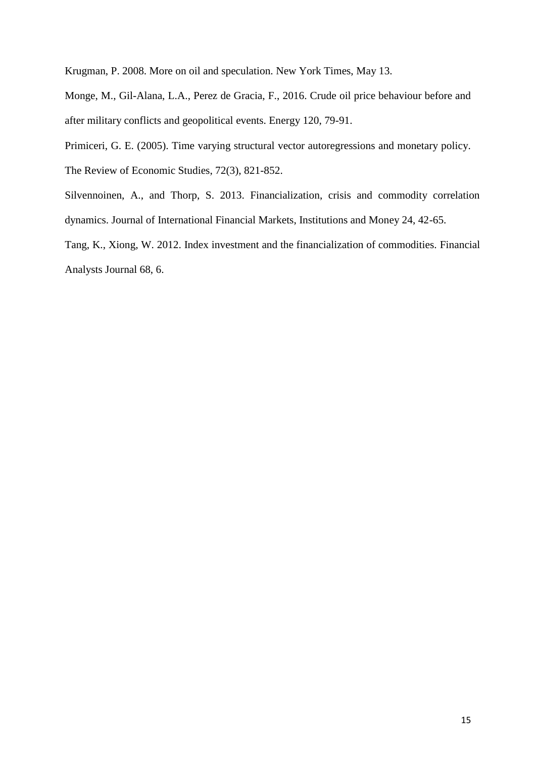Krugman, P. 2008. More on oil and speculation. New York Times, May 13.

Monge, M., Gil-Alana, L.A., Perez de Gracia, F., 2016. Crude oil price behaviour before and after military conflicts and geopolitical events. Energy 120, 79-91.

Primiceri, G. E. (2005). Time varying structural vector autoregressions and monetary policy. The Review of Economic Studies, 72(3), 821-852.

Silvennoinen, A., and Thorp, S. 2013. Financialization, crisis and commodity correlation dynamics. Journal of International Financial Markets, Institutions and Money 24, 42-65.

Tang, K., Xiong, W. 2012. Index investment and the financialization of commodities. Financial Analysts Journal 68, 6.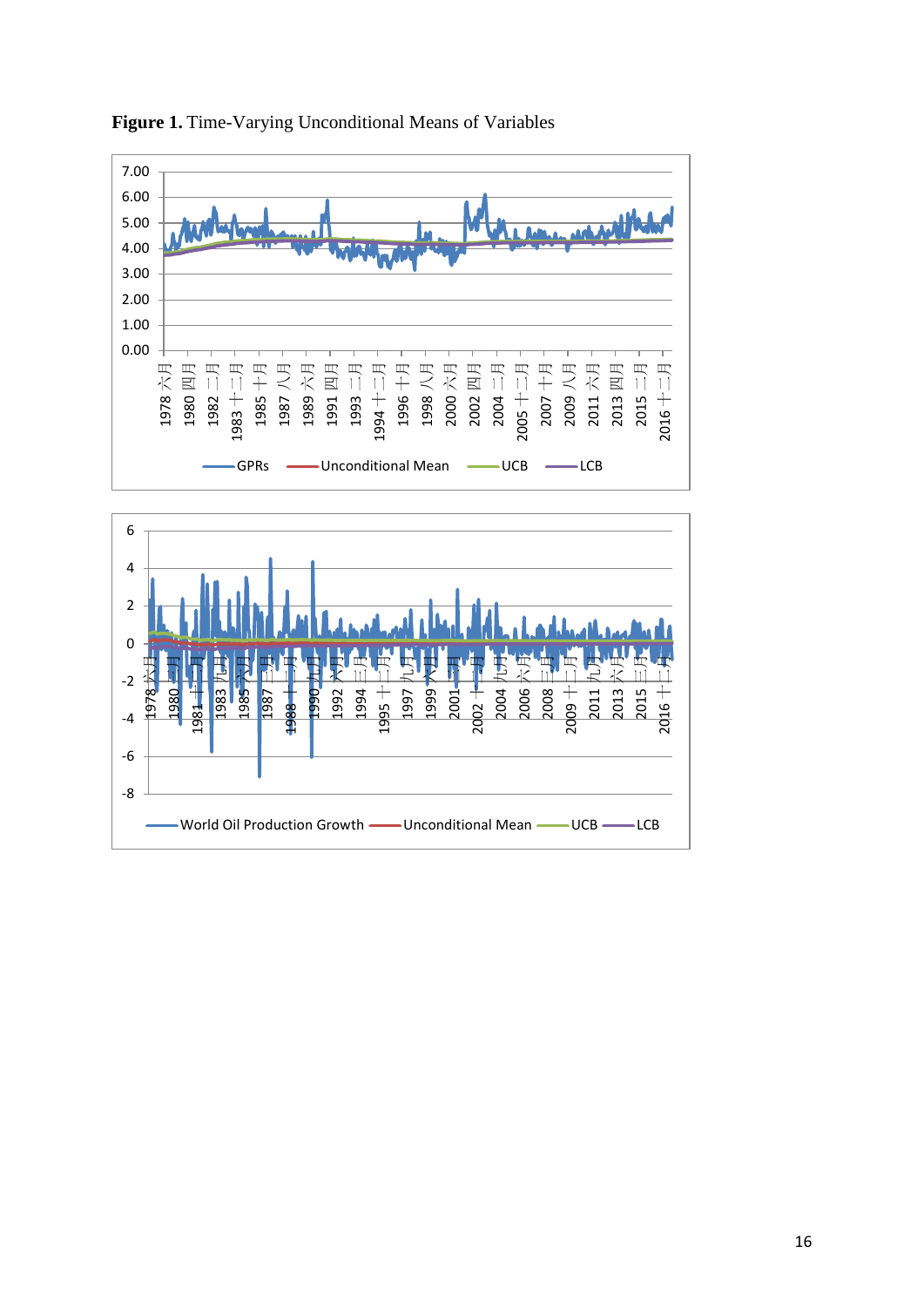**Figure 1.** Time-Varying Unconditional Means of Variables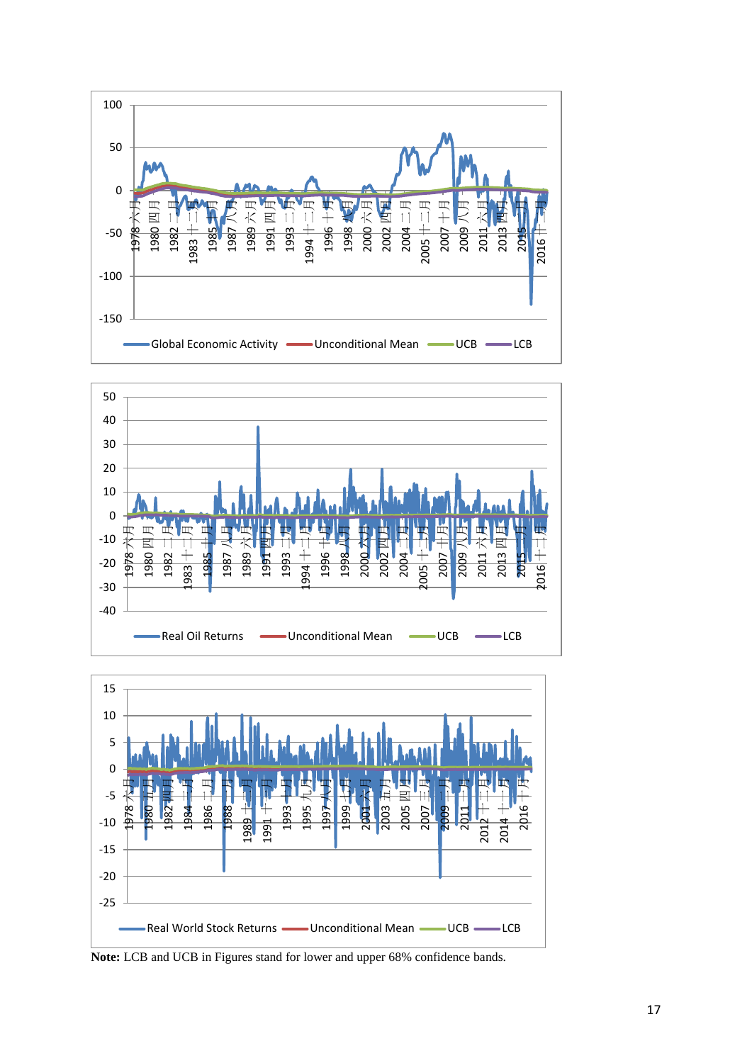**Note:** LCB and UCB in Figures stand for lower and upper 68% confidence bands.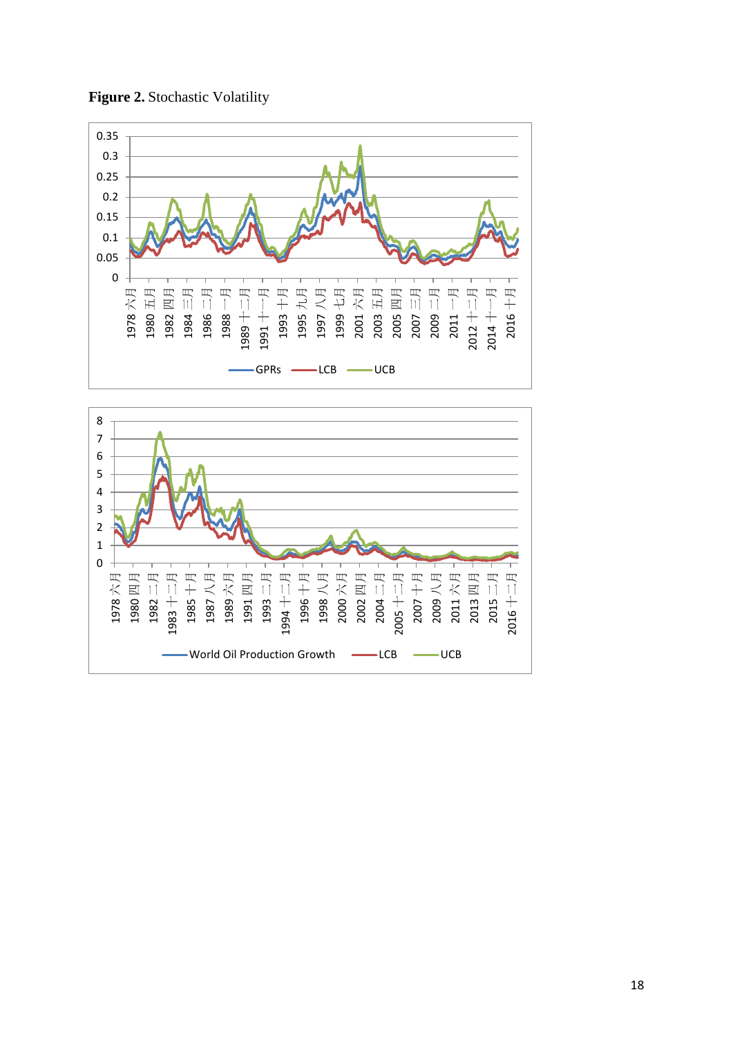**Figure 2.** Stochastic Volatility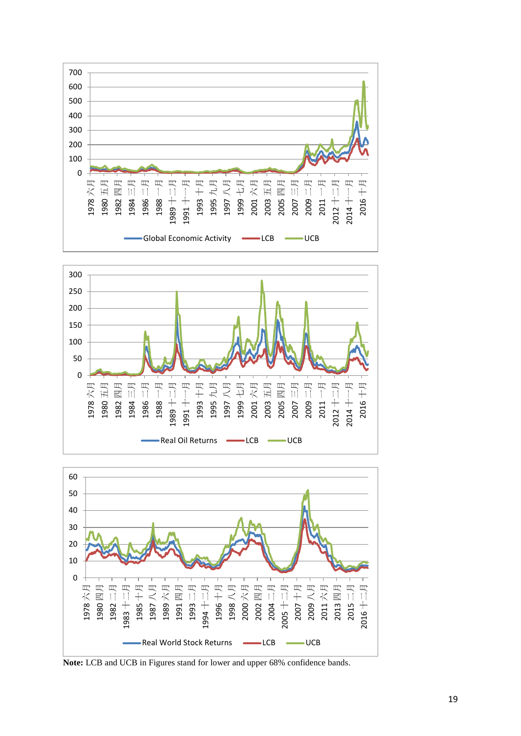**Note:** LCB and UCB in Figures stand for lower and upper 68% confidence bands.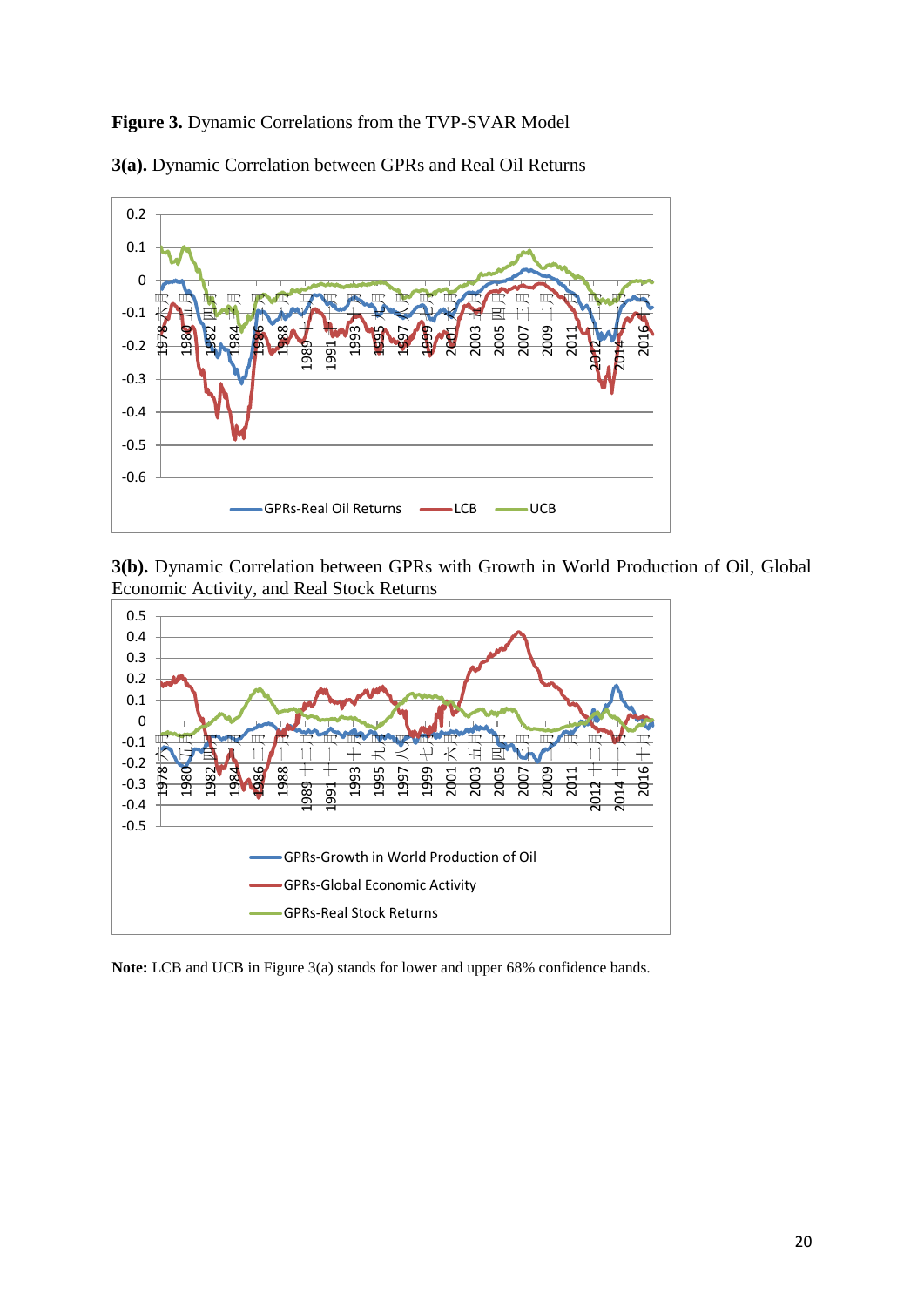**Figure 3.** Dynamic Correlations from the TVP-SVAR Model

**3(a).** Dynamic Correlation between GPRs and Real Oil Returns

**3(b).** Dynamic Correlation between GPRs with Growth in World Production of Oil, Global Economic Activity, and Real Stock Returns

**Note:** LCB and UCB in Figure 3(a) stands for lower and upper 68% confidence bands.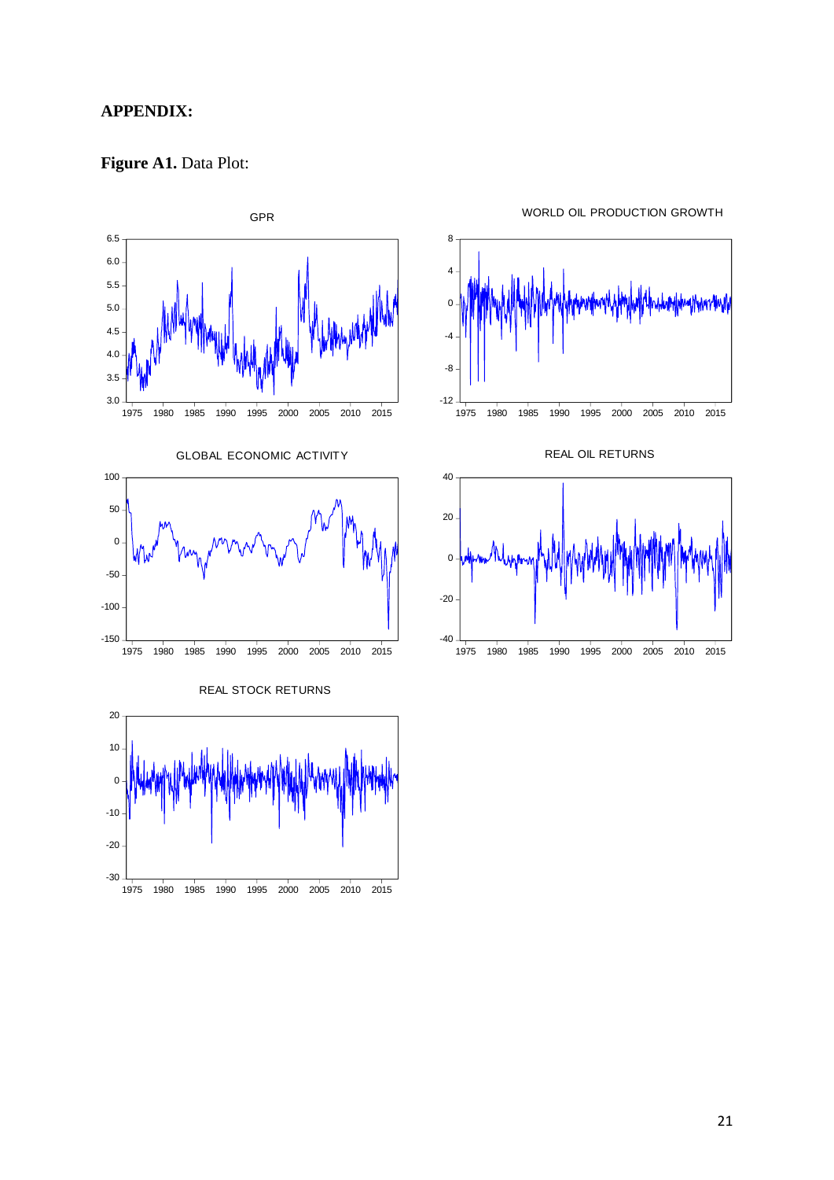**APPENDIX:**

**Figure A1.** Data Plot: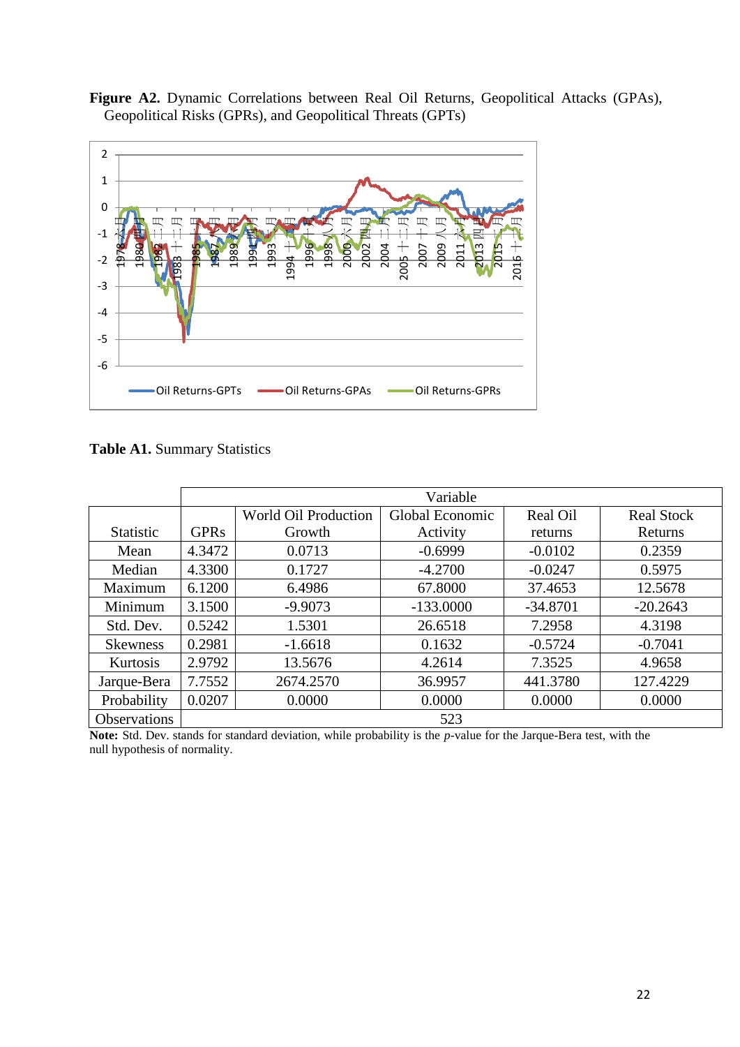**Figure A2.** Dynamic Correlations between Real Oil Returns, Geopolitical Attacks (GPAs), Geopolitical Risks (GPRs), and Geopolitical Threats (GPTs)

2
1
0
-1
-2
-3
-4
-5
-6

1978 六月
1980 四月
1982 二月
1983 十二月
1985 十月
1987 八月
1989 六月
1991 四月
1993 二月
1994 十二月
1996 十月
1998 八月
2000 六月
2002 四月
2004 二月
2005 十二月
2007 十月
2009 八月
2011 六月
2013 四月
2015 二月
2016 十二月

Oil Returns-GPTs
Oil Returns-GPAs
Oil Returns-GPRs

**Table A1.** Summary Statistics

| | Variable | | | | |
|---|---|---|---|---|---|
| Statistic | GPRs | World Oil Production Growth | Global Economic Activity | Real Oil returns | Real Stock Returns |
| Mean | 4.3472 | 0.0713 | -0.6999 | -0.0102 | 0.2359 |
| Median | 4.3300 | 0.1727 | -4.2700 | -0.0247 | 0.5975 |
| Maximum | 6.1200 | 6.4986 | 67.8000 | 37.4653 | 12.5678 |
| Minimum | 3.1500 | -9.9073 | -133.0000 | -34.8701 | -20.2643 |
| Std. Dev. | 0.5242 | 1.5301 | 26.6518 | 7.2958 | 4.3198 |
| Skewness | 0.2981 | -1.6618 | 0.1632 | -0.5724 | -0.7041 |
| Kurtosis | 2.9792 | 13.5676 | 4.2614 | 7.3525 | 4.9658 |
| Jarque-Bera | 7.7552 | 2674.2570 | 36.9957 | 441.3780 | 127.4229 |
| Probability | 0.0207 | 0.0000 | 0.0000 | 0.0000 | 0.0000 |
| Observations | 523 | | | | |

**Note:** Std. Dev. stands for standard deviation, while probability is the *p*-value for the Jarque-Bera test, with the null hypothesis of normality.